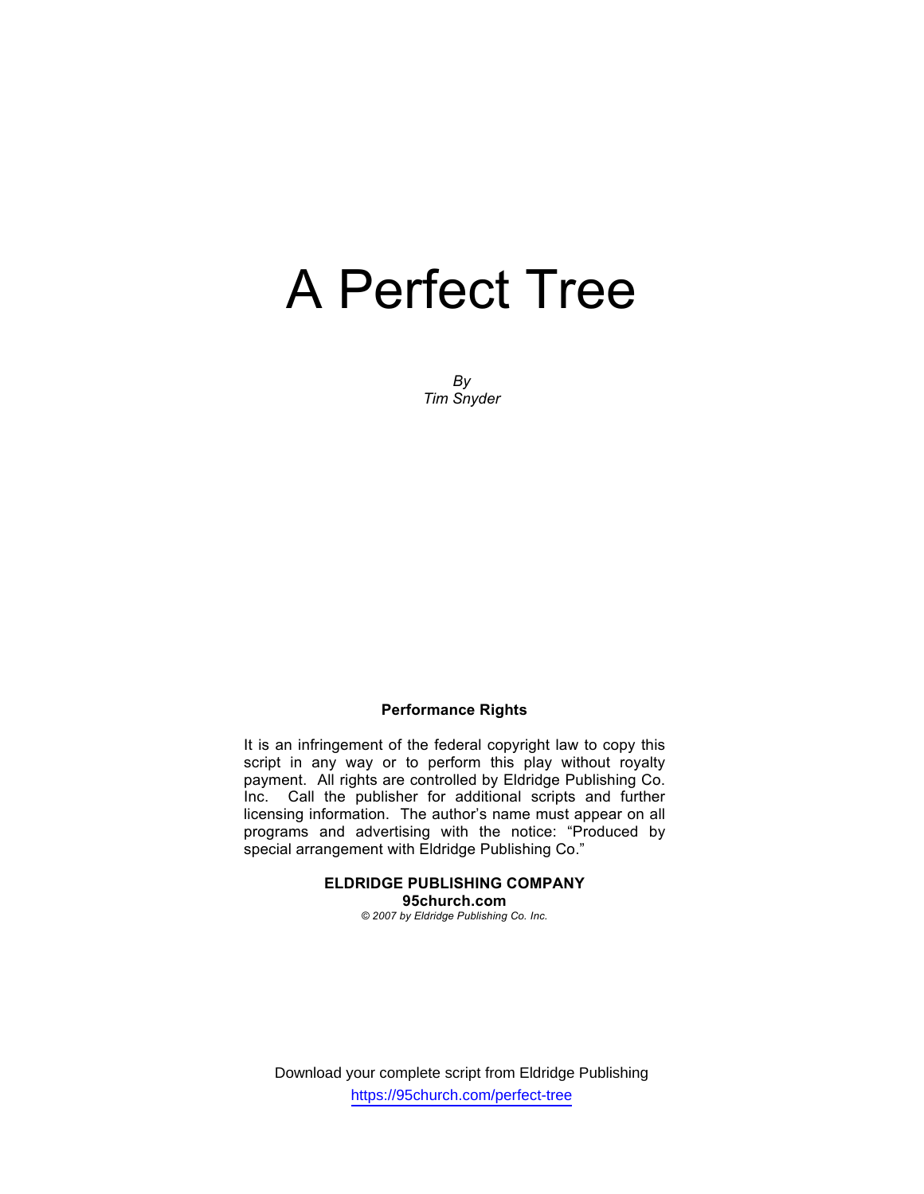# A Perfect Tree

*By*
*Tim Snyder*

**Performance Rights**

It is an infringement of the federal copyright law to copy this script in any way or to perform this play without royalty payment. All rights are controlled by Eldridge Publishing Co. Inc. Call the publisher for additional scripts and further licensing information. The author's name must appear on all programs and advertising with the notice: "Produced by special arrangement with Eldridge Publishing Co."

**ELDRIDGE PUBLISHING COMPANY**
**95church.com**
*© 2007 by Eldridge Publishing Co. Inc.*

Download your complete script from Eldridge Publishing
https://95church.com/perfect-tree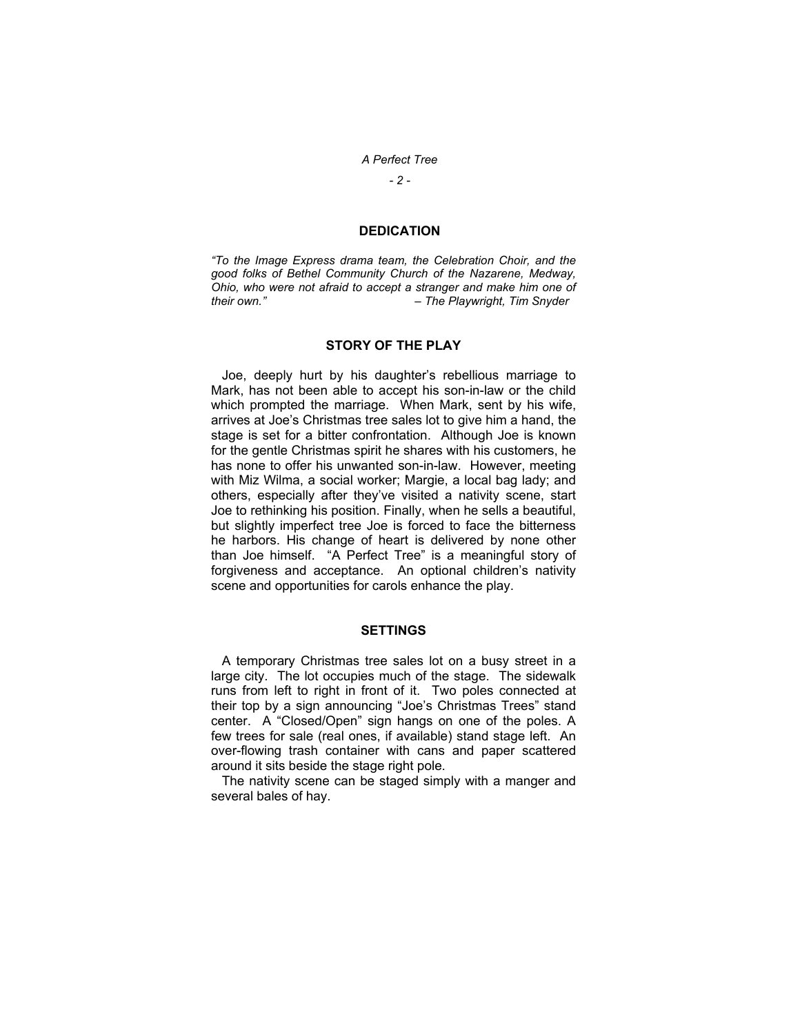## DEDICATION

*"To the Image Express drama team, the Celebration Choir, and the good folks of Bethel Community Church of the Nazarene, Medway, Ohio, who were not afraid to accept a stranger and make him one of their own."* *– The Playwright, Tim Snyder*

## STORY OF THE PLAY

Joe, deeply hurt by his daughter's rebellious marriage to Mark, has not been able to accept his son-in-law or the child which prompted the marriage. When Mark, sent by his wife, arrives at Joe's Christmas tree sales lot to give him a hand, the stage is set for a bitter confrontation. Although Joe is known for the gentle Christmas spirit he shares with his customers, he has none to offer his unwanted son-in-law. However, meeting with Miz Wilma, a social worker; Margie, a local bag lady; and others, especially after they've visited a nativity scene, start Joe to rethinking his position. Finally, when he sells a beautiful, but slightly imperfect tree Joe is forced to face the bitterness he harbors. His change of heart is delivered by none other than Joe himself. "A Perfect Tree" is a meaningful story of forgiveness and acceptance. An optional children's nativity scene and opportunities for carols enhance the play.

## SETTINGS

A temporary Christmas tree sales lot on a busy street in a large city. The lot occupies much of the stage. The sidewalk runs from left to right in front of it. Two poles connected at their top by a sign announcing "Joe's Christmas Trees" stand center. A "Closed/Open" sign hangs on one of the poles. A few trees for sale (real ones, if available) stand stage left. An over-flowing trash container with cans and paper scattered around it sits beside the stage right pole.

The nativity scene can be staged simply with a manger and several bales of hay.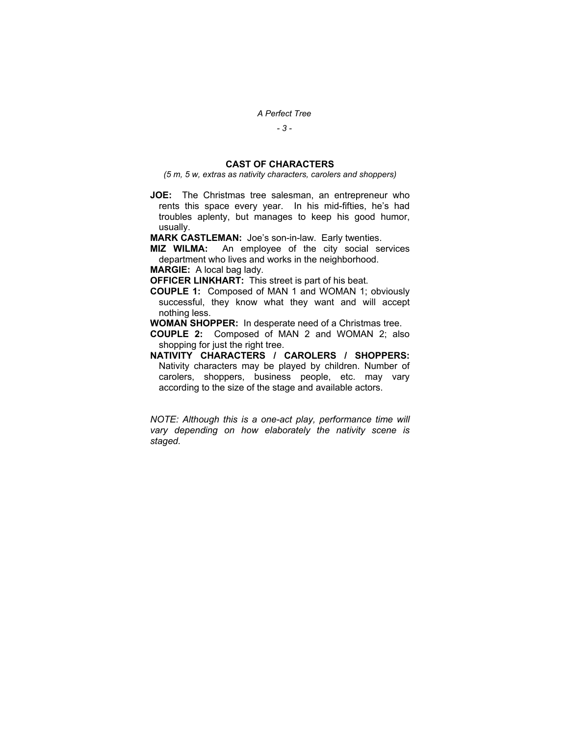## CAST OF CHARACTERS

*(5 m, 5 w, extras as nativity characters, carolers and shoppers)*

**JOE:** The Christmas tree salesman, an entrepreneur who rents this space every year. In his mid-fifties, he's had troubles aplenty, but manages to keep his good humor, usually.

**MARK CASTLEMAN:** Joe's son-in-law. Early twenties.

**MIZ WILMA:** An employee of the city social services department who lives and works in the neighborhood.

**MARGIE:** A local bag lady.

**OFFICER LINKHART:** This street is part of his beat.

**COUPLE 1:** Composed of MAN 1 and WOMAN 1; obviously successful, they know what they want and will accept nothing less.

**WOMAN SHOPPER:** In desperate need of a Christmas tree.

**COUPLE 2:** Composed of MAN 2 and WOMAN 2; also shopping for just the right tree.

**NATIVITY CHARACTERS / CAROLERS / SHOPPERS:** Nativity characters may be played by children. Number of carolers, shoppers, business people, etc. may vary according to the size of the stage and available actors.

*NOTE: Although this is a one-act play, performance time will vary depending on how elaborately the nativity scene is staged.*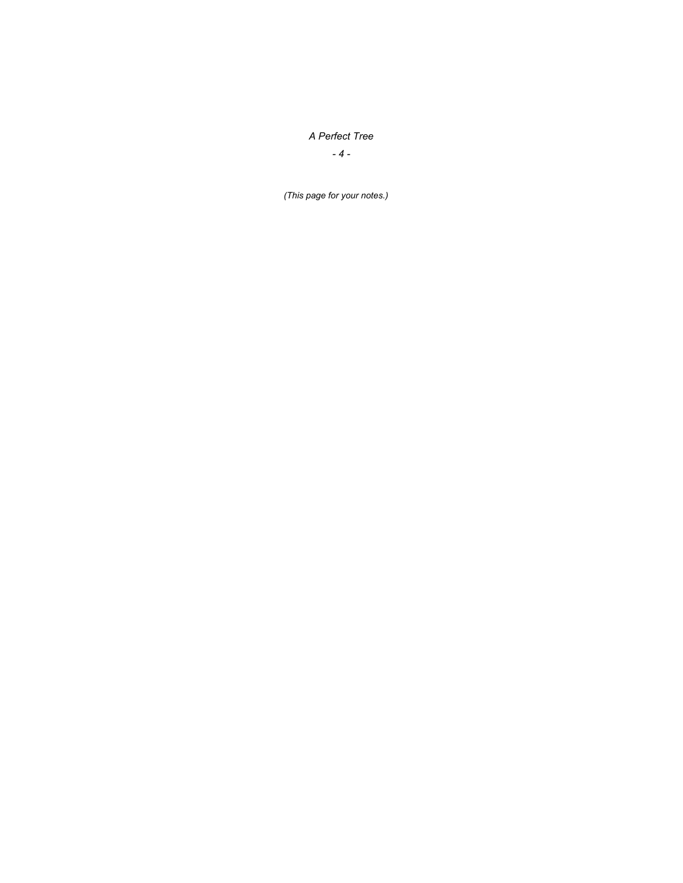*(This page for your notes.)*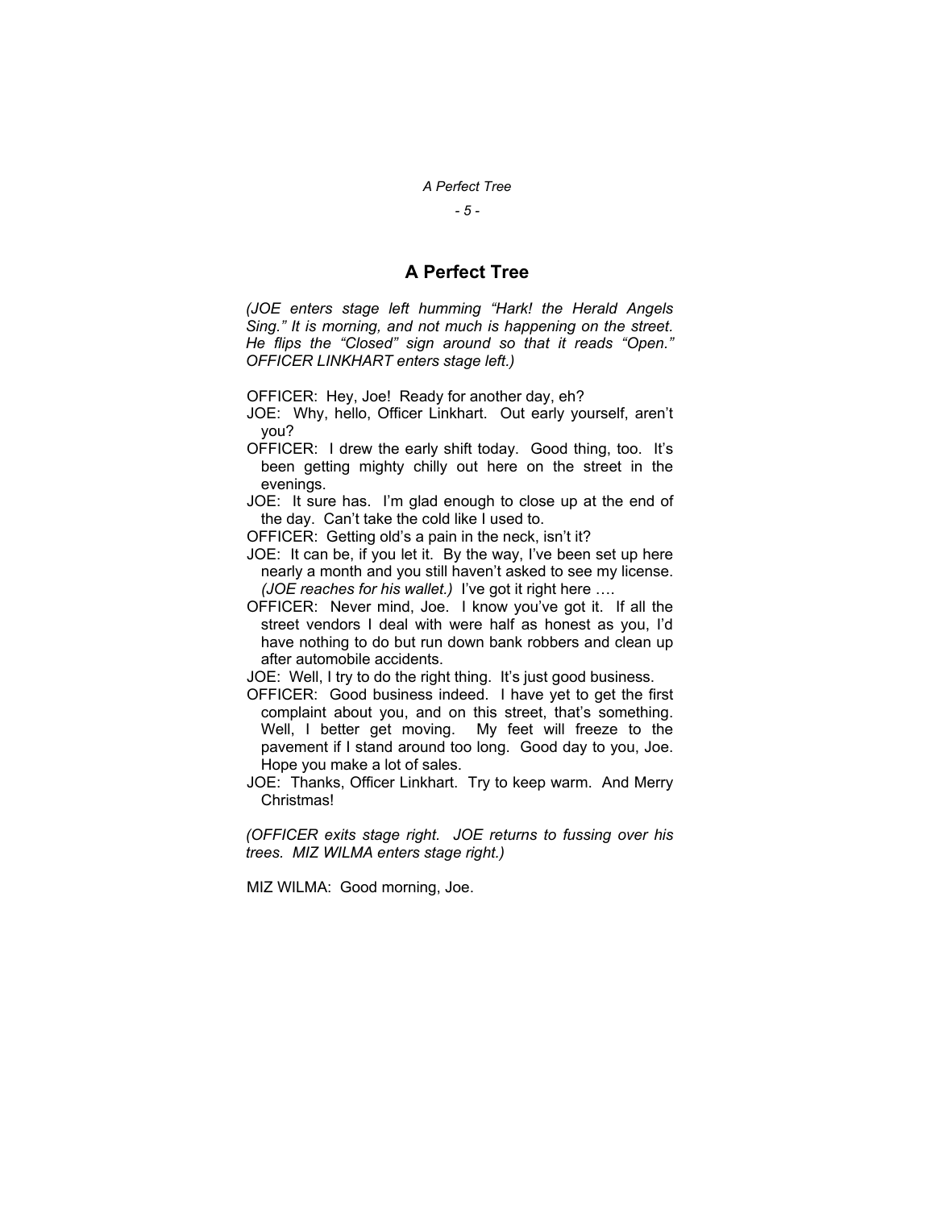# A Perfect Tree

*(JOE enters stage left humming "Hark! the Herald Angels Sing." It is morning, and not much is happening on the street. He flips the "Closed" sign around so that it reads "Open." OFFICER LINKHART enters stage left.)*

OFFICER: Hey, Joe! Ready for another day, eh?

JOE: Why, hello, Officer Linkhart. Out early yourself, aren't you?

OFFICER: I drew the early shift today. Good thing, too. It's been getting mighty chilly out here on the street in the evenings.

JOE: It sure has. I'm glad enough to close up at the end of the day. Can't take the cold like I used to.

OFFICER: Getting old's a pain in the neck, isn't it?

JOE: It can be, if you let it. By the way, I've been set up here nearly a month and you still haven't asked to see my license. *(JOE reaches for his wallet.)* I've got it right here ….

OFFICER: Never mind, Joe. I know you've got it. If all the street vendors I deal with were half as honest as you, I'd have nothing to do but run down bank robbers and clean up after automobile accidents.

JOE: Well, I try to do the right thing. It's just good business.

OFFICER: Good business indeed. I have yet to get the first complaint about you, and on this street, that's something. Well, I better get moving. My feet will freeze to the pavement if I stand around too long. Good day to you, Joe. Hope you make a lot of sales.

JOE: Thanks, Officer Linkhart. Try to keep warm. And Merry Christmas!

*(OFFICER exits stage right. JOE returns to fussing over his trees. MIZ WILMA enters stage right.)*

MIZ WILMA: Good morning, Joe.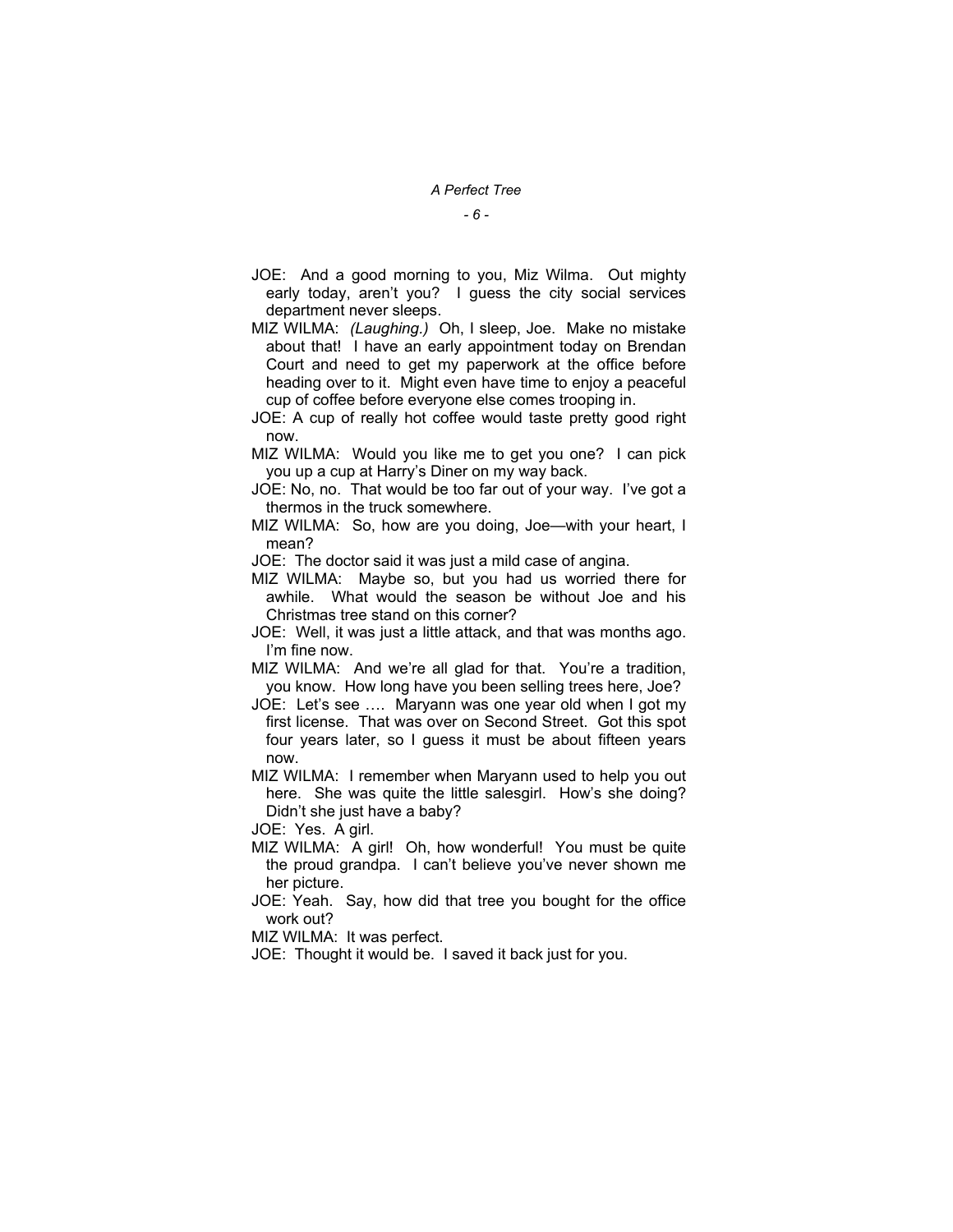JOE: And a good morning to you, Miz Wilma. Out mighty early today, aren't you? I guess the city social services department never sleeps.

MIZ WILMA: *(Laughing.)* Oh, I sleep, Joe. Make no mistake about that! I have an early appointment today on Brendan Court and need to get my paperwork at the office before heading over to it. Might even have time to enjoy a peaceful cup of coffee before everyone else comes trooping in.

JOE: A cup of really hot coffee would taste pretty good right now.

MIZ WILMA: Would you like me to get you one? I can pick you up a cup at Harry's Diner on my way back.

JOE: No, no. That would be too far out of your way. I've got a thermos in the truck somewhere.

MIZ WILMA: So, how are you doing, Joe—with your heart, I mean?

JOE: The doctor said it was just a mild case of angina.

MIZ WILMA: Maybe so, but you had us worried there for awhile. What would the season be without Joe and his Christmas tree stand on this corner?

JOE: Well, it was just a little attack, and that was months ago. I'm fine now.

MIZ WILMA: And we're all glad for that. You're a tradition, you know. How long have you been selling trees here, Joe?

JOE: Let's see …. Maryann was one year old when I got my first license. That was over on Second Street. Got this spot four years later, so I guess it must be about fifteen years now.

MIZ WILMA: I remember when Maryann used to help you out here. She was quite the little salesgirl. How's she doing? Didn't she just have a baby?

JOE: Yes. A girl.

MIZ WILMA: A girl! Oh, how wonderful! You must be quite the proud grandpa. I can't believe you've never shown me her picture.

JOE: Yeah. Say, how did that tree you bought for the office work out?

MIZ WILMA: It was perfect.

JOE: Thought it would be. I saved it back just for you.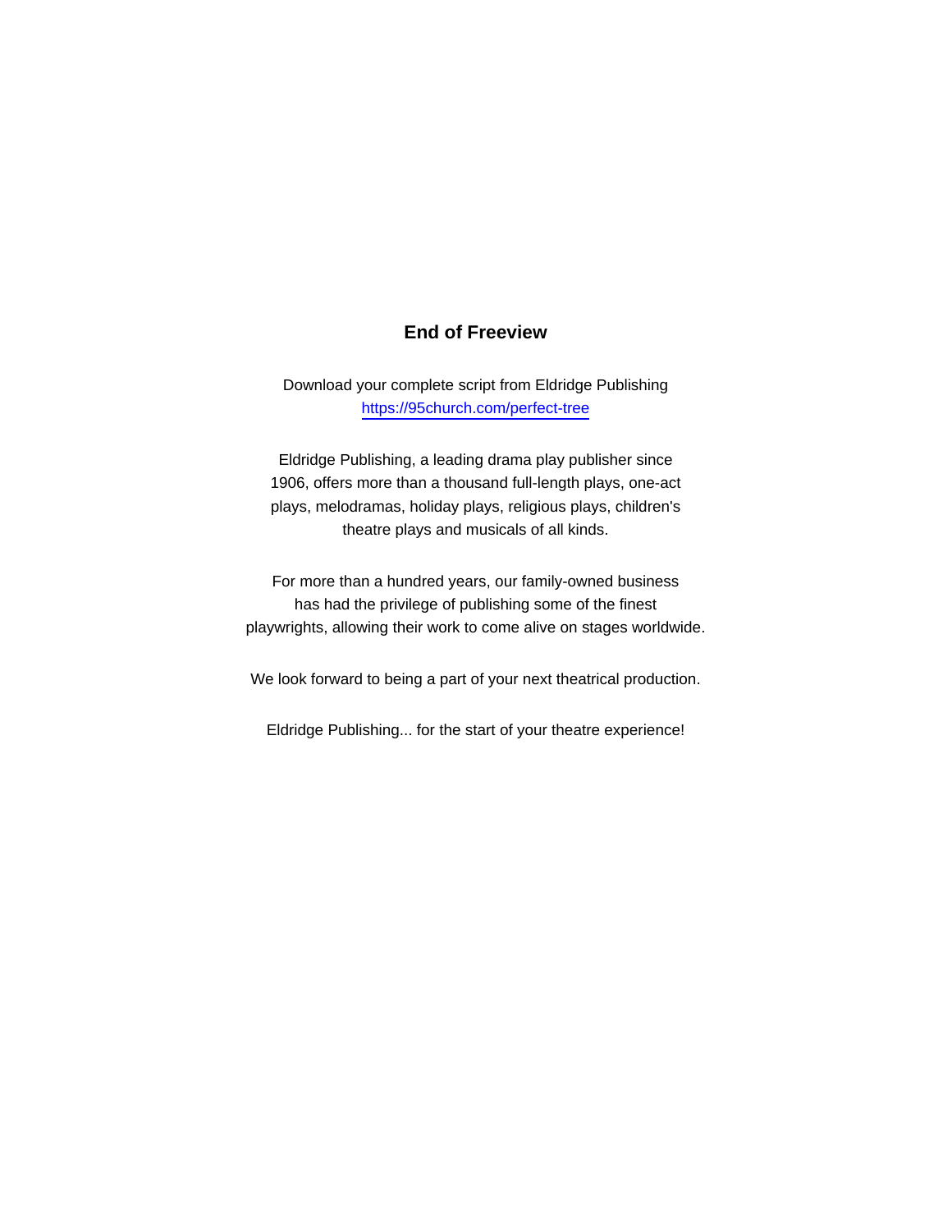## End of Freeview

Download your complete script from Eldridge Publishing
https://95church.com/perfect-tree

Eldridge Publishing, a leading drama play publisher since 1906, offers more than a thousand full-length plays, one-act plays, melodramas, holiday plays, religious plays, children's theatre plays and musicals of all kinds.

For more than a hundred years, our family-owned business has had the privilege of publishing some of the finest playwrights, allowing their work to come alive on stages worldwide.

We look forward to being a part of your next theatrical production.

Eldridge Publishing... for the start of your theatre experience!